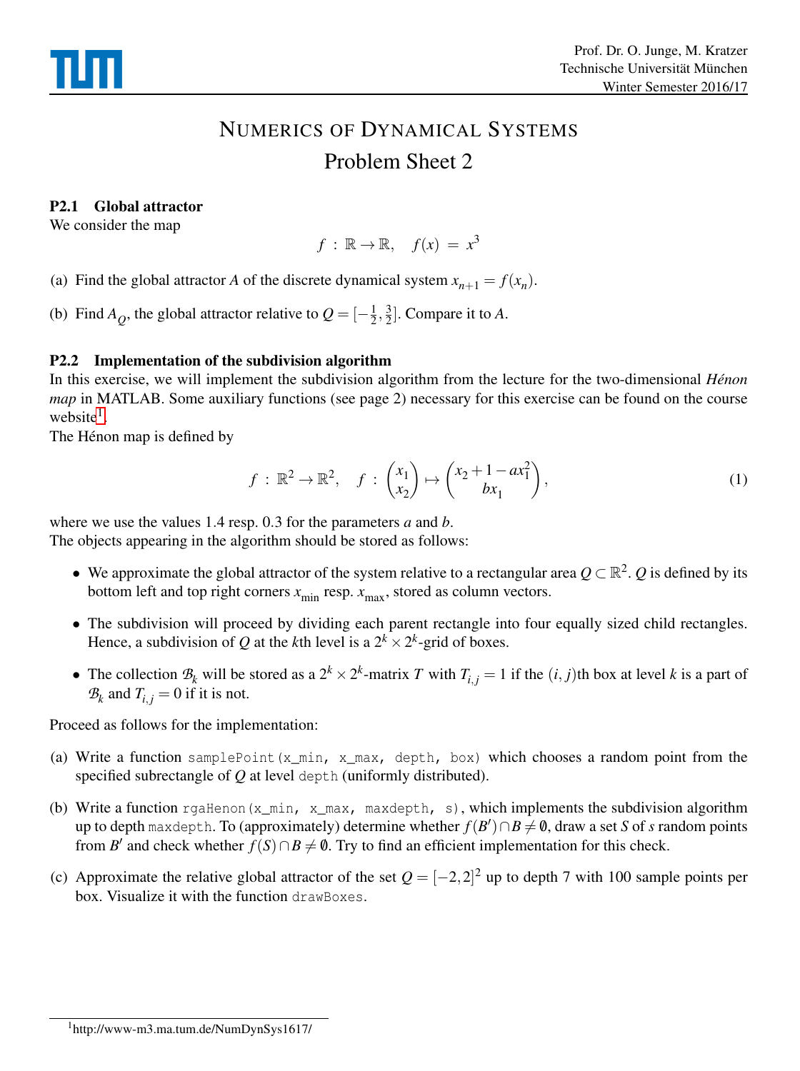Prof. Dr. O. Junge, M. Kratzer
Technische Universität München
Winter Semester 2016/17

# NUMERICS OF DYNAMICAL SYSTEMS

## Problem Sheet 2

### P2.1 Global attractor

We consider the map

$$f : \mathbb{R} \to \mathbb{R}, \quad f(x) = x^3$$

(a) Find the global attractor $A$ of the discrete dynamical system $x_{n+1} = f(x_n)$.

(b) Find $A_Q$, the global attractor relative to $Q = [-\frac{1}{2}, \frac{3}{2}]$. Compare it to $A$.

### P2.2 Implementation of the subdivision algorithm

In this exercise, we will implement the subdivision algorithm from the lecture for the two-dimensional *Hénon map* in MATLAB. Some auxiliary functions (see page 2) necessary for this exercise can be found on the course website[1].

The Hénon map is defined by

$$f : \mathbb{R}^2 \to \mathbb{R}^2, \quad f : \begin{pmatrix} x_1 \\ x_2 \end{pmatrix} \mapsto \begin{pmatrix} x_2 + 1 - ax_1^2 \\ bx_1 \end{pmatrix}, \tag{1}$$

where we use the values 1.4 resp. 0.3 for the parameters $a$ and $b$.

The objects appearing in the algorithm should be stored as follows:

- We approximate the global attractor of the system relative to a rectangular area $Q \subset \mathbb{R}^2$. $Q$ is defined by its bottom left and top right corners $x_{\min}$ resp. $x_{\max}$, stored as column vectors.
- The subdivision will proceed by dividing each parent rectangle into four equally sized child rectangles. Hence, a subdivision of $Q$ at the $k$th level is a $2^k \times 2^k$-grid of boxes.
- The collection $\mathcal{B}_k$ will be stored as a $2^k \times 2^k$-matrix $T$ with $T_{i,j} = 1$ if the $(i, j)$th box at level $k$ is a part of $\mathcal{B}_k$ and $T_{i,j} = 0$ if it is not.

Proceed as follows for the implementation:

(a) Write a function `samplePoint(x_min, x_max, depth, box)` which chooses a random point from the specified subrectangle of $Q$ at level `depth` (uniformly distributed).

(b) Write a function `rgaHenon(x_min, x_max, maxdepth, s)`, which implements the subdivision algorithm up to depth `maxdepth`. To (approximately) determine whether $f(B') \cap B \neq \emptyset$, draw a set $S$ of $s$ random points from $B'$ and check whether $f(S) \cap B \neq \emptyset$. Try to find an efficient implementation for this check.

(c) Approximate the relative global attractor of the set $Q = [-2, 2]^2$ up to depth 7 with 100 sample points per box. Visualize it with the function `drawBoxes`.

---

[1] http://www-m3.ma.tum.de/NumDynSys1617/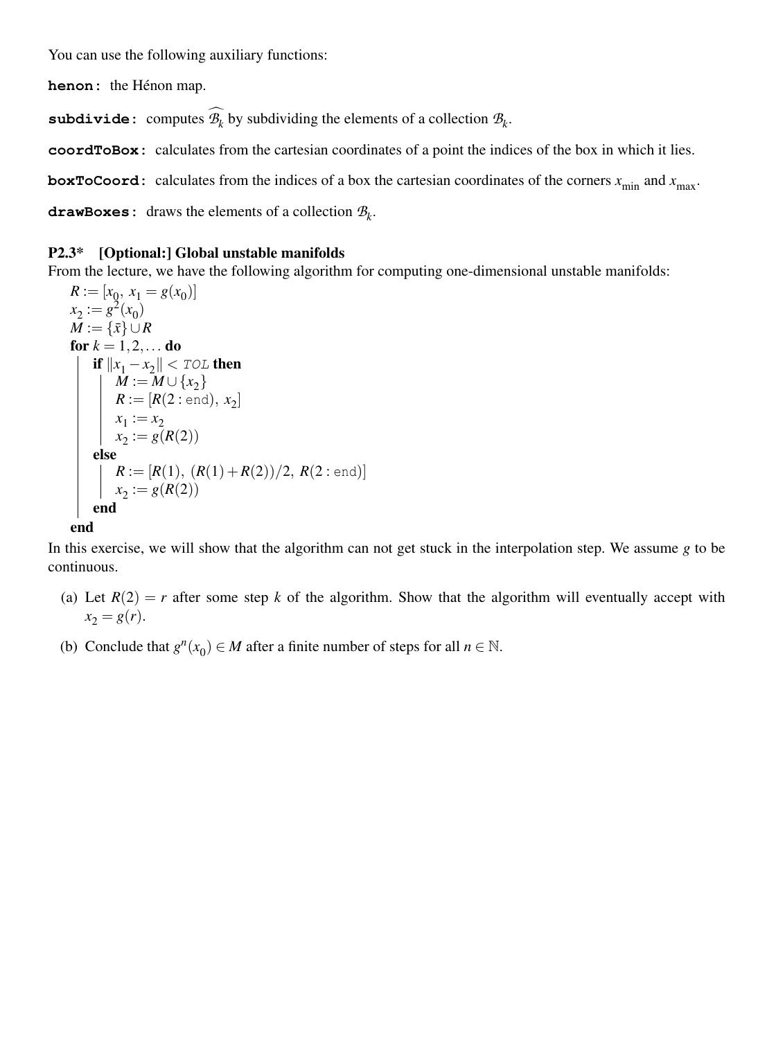You can use the following auxiliary functions:

**henon:** the Hénon map.

**subdivide:** computes $\widehat{\mathcal{B}_k}$ by subdividing the elements of a collection $\mathcal{B}_k$.

**coordToBox:** calculates from the cartesian coordinates of a point the indices of the box in which it lies.

**boxToCoord:** calculates from the indices of a box the cartesian coordinates of the corners $x_{\min}$ and $x_{\max}$.

**drawBoxes:** draws the elements of a collection $\mathcal{B}_k$.

### P2.3* [Optional:] Global unstable manifolds

From the lecture, we have the following algorithm for computing one-dimensional unstable manifolds:

$R := [x_0,\ x_1 = g(x_0)]$
$x_2 := g^2(x_0)$
$M := \{\bar{x}\} \cup R$
**for** $k = 1, 2, \ldots$ **do**
  **if** $\|x_1 - x_2\| < TOL$ **then**
    $M := M \cup \{x_2\}$
    $R := [R(2 : \mathrm{end}),\ x_2]$
    $x_1 := x_2$
    $x_2 := g(R(2))$
  **else**
    $R := [R(1),\ (R(1) + R(2))/2,\ R(2 : \mathrm{end})]$
    $x_2 := g(R(2))$
  **end**
**end**

In this exercise, we will show that the algorithm can not get stuck in the interpolation step. We assume $g$ to be continuous.

(a) Let $R(2) = r$ after some step $k$ of the algorithm. Show that the algorithm will eventually accept with $x_2 = g(r)$.

(b) Conclude that $g^n(x_0) \in M$ after a finite number of steps for all $n \in \mathbb{N}$.